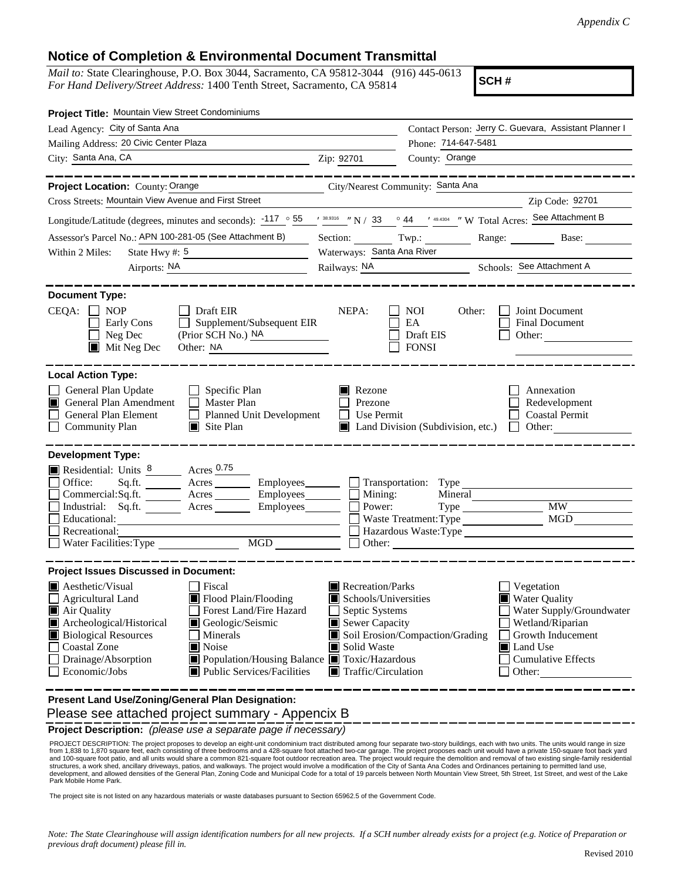*Appendix C*

# Notice of Completion & Environmental Document Transmittal

*Mail to:* State Clearinghouse, P.O. Box 3044, Sacramento, CA 95812-3044 (916) 445-0613
*For Hand Delivery/Street Address:* 1400 Tenth Street, Sacramento, CA 95814

**SCH #**

**Project Title:** Mountain View Street Condominiums

Lead Agency: City of Santa Ana
Contact Person: Jerry C. Guevara, Assistant Planner I
Mailing Address: 20 Civic Center Plaza
Phone: 714-647-5481
City: Santa Ana, CA
Zip: 92701
County: Orange

**Project Location:** County: Orange
City/Nearest Community: Santa Ana
Cross Streets: Mountain View Avenue and First Street
Zip Code: 92701

Longitude/Latitude (degrees, minutes and seconds): -117 ° 55 ′ 38.9316 ″ N / 33 ° 44 ′ 49.4304 ″ W Total Acres: See Attachment B

Assessor's Parcel No.: APN 100-281-05 (See Attachment B) Section: Twp.: Range: Base:

Within 2 Miles: State Hwy #: 5
Waterways: Santa Ana River
Airports: NA
Railways: NA
Schools: See Attachment A

**Document Type:**

CEQA: ☐ NOP ☐ Early Cons ☐ Neg Dec ■ Mit Neg Dec ☐ Draft EIR ☐ Supplement/Subsequent EIR (Prior SCH No.) NA Other: NA

NEPA: ☐ NOI ☐ EA ☐ Draft EIS ☐ FONSI

Other: ☐ Joint Document ☐ Final Document ☐ Other:

**Local Action Type:**

☐ General Plan Update
■ General Plan Amendment
☐ General Plan Element
☐ Community Plan
☐ Specific Plan
☐ Master Plan
☐ Planned Unit Development
■ Site Plan
■ Rezone
☐ Prezone
☐ Use Permit
■ Land Division (Subdivision, etc.)
☐ Annexation
☐ Redevelopment
☐ Coastal Permit
☐ Other:

**Development Type:**

■ Residential: Units 8 Acres 0.75
☐ Office: Sq.ft. Acres Employees
☐ Commercial: Sq.ft. Acres Employees
☐ Industrial: Sq.ft. Acres Employees
☐ Educational:
☐ Recreational:
☐ Water Facilities: Type MGD
☐ Transportation: Type
☐ Mining: Mineral
☐ Power: Type MW
☐ Waste Treatment: Type MGD
☐ Hazardous Waste: Type
☐ Other:

**Project Issues Discussed in Document:**

■ Aesthetic/Visual
☐ Agricultural Land
■ Air Quality
■ Archeological/Historical
■ Biological Resources
☐ Coastal Zone
☐ Drainage/Absorption
☐ Economic/Jobs
☐ Fiscal
■ Flood Plain/Flooding
☐ Forest Land/Fire Hazard
■ Geologic/Seismic
☐ Minerals
■ Noise
■ Population/Housing Balance
■ Public Services/Facilities
■ Recreation/Parks
■ Schools/Universities
☐ Septic Systems
■ Sewer Capacity
■ Soil Erosion/Compaction/Grading
■ Solid Waste
■ Toxic/Hazardous
■ Traffic/Circulation
☐ Vegetation
■ Water Quality
☐ Water Supply/Groundwater
☐ Wetland/Riparian
☐ Growth Inducement
■ Land Use
☐ Cumulative Effects
☐ Other:

**Present Land Use/Zoning/General Plan Designation:**

Please see attached project summary - Appencix B

**Project Description:** *(please use a separate page if necessary)*

PROJECT DESCRIPTION: The project proposes to develop an eight-unit condominium tract distributed among four separate two-story buildings, each with two units. The units would range in size from 1,838 to 1,870 square feet, each consisting of three bedrooms and a 428-square foot attached two-car garage. The project proposes each unit would have a private 150-square foot back yard and 100-square foot patio, and all units would share a common 821-square foot outdoor recreation area. The project would require the demolition and removal of two existing single-family residential structures, a work shed, ancillary driveways, patios, and walkways. The project would involve a modification of the City of Santa Ana Codes and Ordinances pertaining to permitted land use, development, and allowed densities of the General Plan, Zoning Code and Municipal Code for a total of 19 parcels between North Mountain View Street, 5th Street, 1st Street, and west of the Lake Park Mobile Home Park.

The project site is not listed on any hazardous materials or waste databases pursuant to Section 65962.5 of the Government Code.

*Note: The State Clearinghouse will assign identification numbers for all new projects. If a SCH number already exists for a project (e.g. Notice of Preparation or previous draft document) please fill in.*

Revised 2010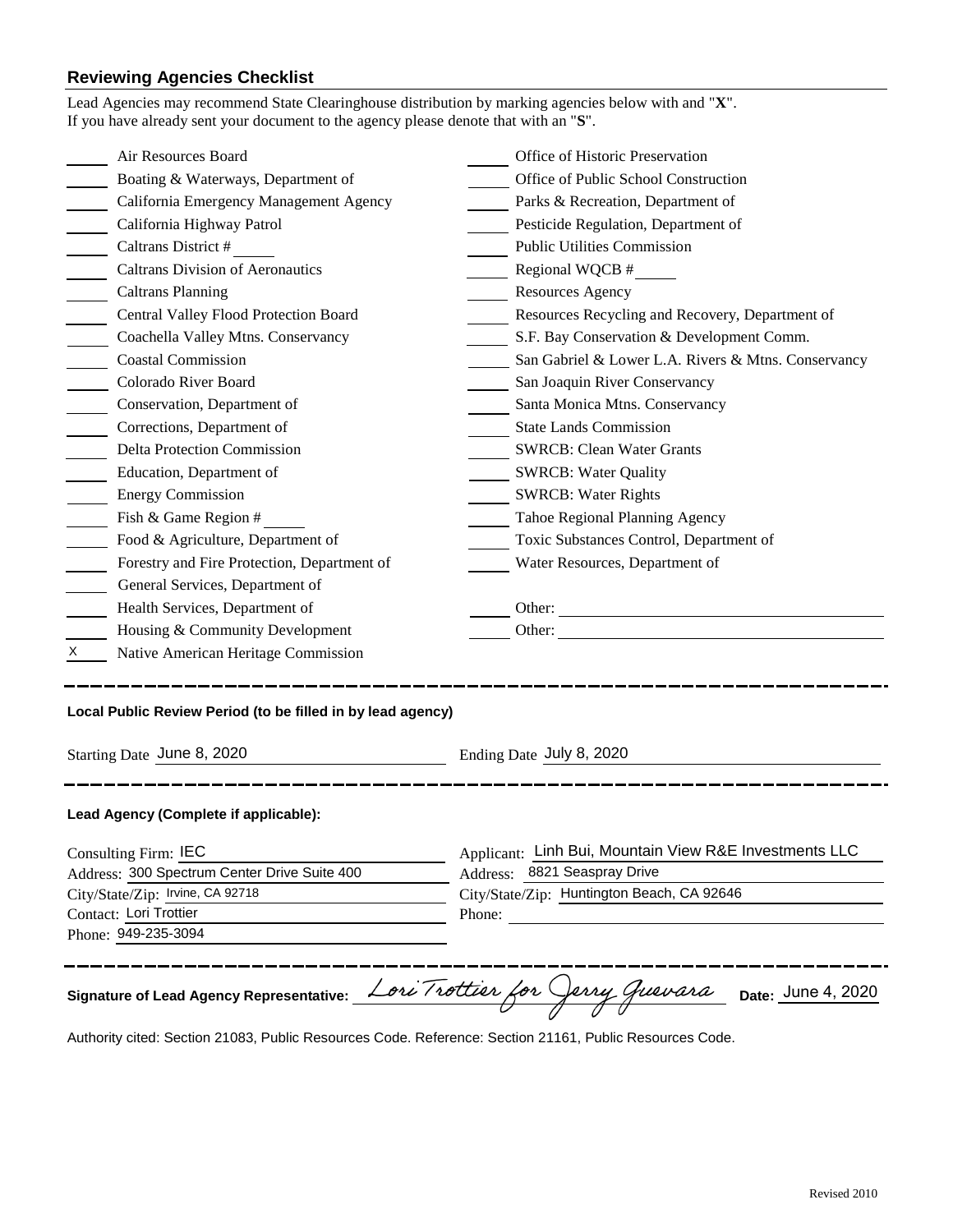## Reviewing Agencies Checklist

Lead Agencies may recommend State Clearinghouse distribution by marking agencies below with and "**X**".
If you have already sent your document to the agency please denote that with an "**S**".

| | | | |
|---|---|---|---|
| ____ | Air Resources Board | ____ | Office of Historic Preservation |
| ____ | Boating & Waterways, Department of | ____ | Office of Public School Construction |
| ____ | California Emergency Management Agency | ____ | Parks & Recreation, Department of |
| ____ | California Highway Patrol | ____ | Pesticide Regulation, Department of |
| ____ | Caltrans District # ____ | ____ | Public Utilities Commission |
| ____ | Caltrans Division of Aeronautics | ____ | Regional WQCB # ____ |
| ____ | Caltrans Planning | ____ | Resources Agency |
| ____ | Central Valley Flood Protection Board | ____ | Resources Recycling and Recovery, Department of |
| ____ | Coachella Valley Mtns. Conservancy | ____ | S.F. Bay Conservation & Development Comm. |
| ____ | Coastal Commission | ____ | San Gabriel & Lower L.A. Rivers & Mtns. Conservancy |
| ____ | Colorado River Board | ____ | San Joaquin River Conservancy |
| ____ | Conservation, Department of | ____ | Santa Monica Mtns. Conservancy |
| ____ | Corrections, Department of | ____ | State Lands Commission |
| ____ | Delta Protection Commission | ____ | SWRCB: Clean Water Grants |
| ____ | Education, Department of | ____ | SWRCB: Water Quality |
| ____ | Energy Commission | ____ | SWRCB: Water Rights |
| ____ | Fish & Game Region # ____ | ____ | Tahoe Regional Planning Agency |
| ____ | Food & Agriculture, Department of | ____ | Toxic Substances Control, Department of |
| ____ | Forestry and Fire Protection, Department of | ____ | Water Resources, Department of |
| ____ | General Services, Department of | | |
| ____ | Health Services, Department of | ____ | Other: ____ |
| ____ | Housing & Community Development | ____ | Other: ____ |
| X | Native American Heritage Commission | | |

---

**Local Public Review Period (to be filled in by lead agency)**

Starting Date June 8, 2020 Ending Date July 8, 2020

---

**Lead Agency (Complete if applicable):**

Consulting Firm: IEC
Address: 300 Spectrum Center Drive Suite 400
City/State/Zip: Irvine, CA 92718
Contact: Lori Trottier
Phone: 949-235-3094

Applicant: Linh Bui, Mountain View R&E Investments LLC
Address: 8821 Seaspray Drive
City/State/Zip: Huntington Beach, CA 92646
Phone:

---

**Signature of Lead Agency Representative:** *Lori Trottier for Jerry Guevara* **Date:** June 4, 2020

Authority cited: Section 21083, Public Resources Code. Reference: Section 21161, Public Resources Code.

Revised 2010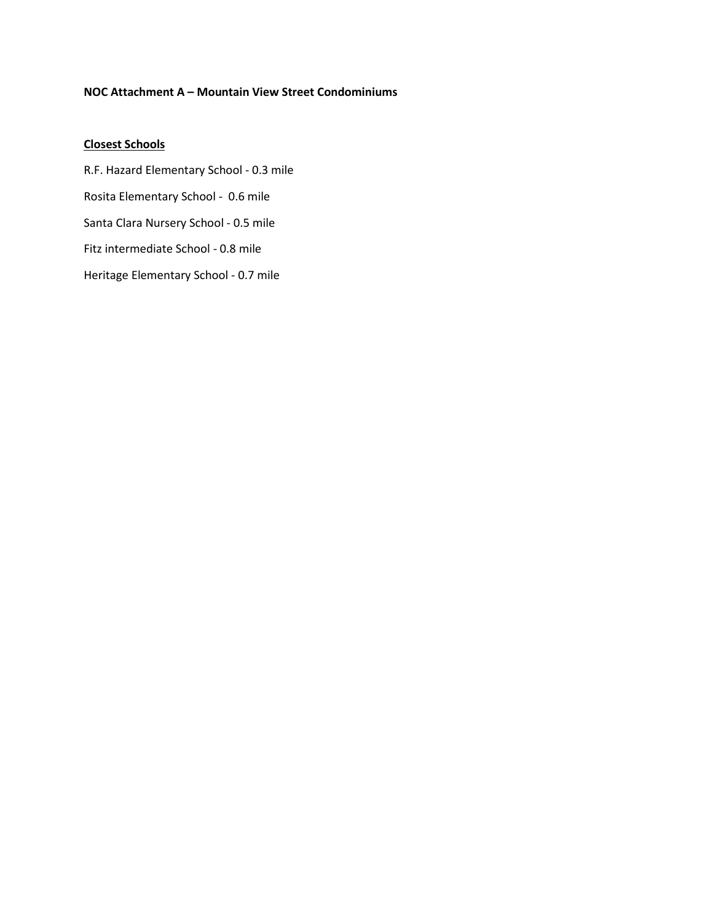**NOC Attachment A – Mountain View Street Condominiums**

**Closest Schools**

R.F. Hazard Elementary School - 0.3 mile

Rosita Elementary School - 0.6 mile

Santa Clara Nursery School - 0.5 mile

Fitz intermediate School - 0.8 mile

Heritage Elementary School - 0.7 mile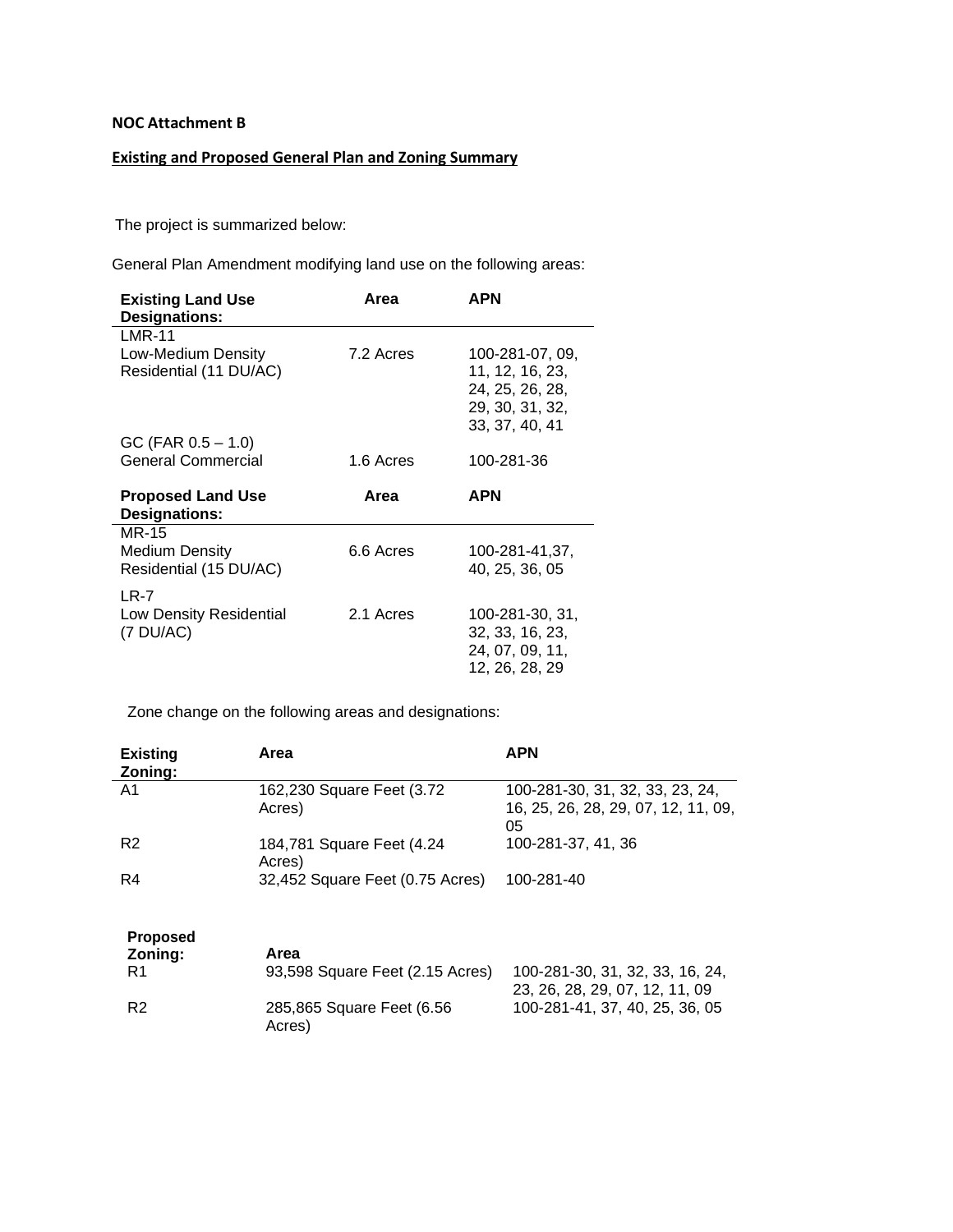**NOC Attachment B**

**Existing and Proposed General Plan and Zoning Summary**

The project is summarized below:

General Plan Amendment modifying land use on the following areas:

| Existing Land Use Designations: | Area | APN |
|---|---|---|
| LMR-11<br>Low-Medium Density Residential (11 DU/AC) | 7.2 Acres | 100-281-07, 09, 11, 12, 16, 23, 24, 25, 26, 28, 29, 30, 31, 32, 33, 37, 40, 41 |
| GC (FAR 0.5 – 1.0)<br>General Commercial | 1.6 Acres | 100-281-36 |

| Proposed Land Use Designations: | Area | APN |
|---|---|---|
| MR-15<br>Medium Density Residential (15 DU/AC) | 6.6 Acres | 100-281-41,37, 40, 25, 36, 05 |
| LR-7<br>Low Density Residential (7 DU/AC) | 2.1 Acres | 100-281-30, 31, 32, 33, 16, 23, 24, 07, 09, 11, 12, 26, 28, 29 |

Zone change on the following areas and designations:

| Existing Zoning: | Area | APN |
|---|---|---|
| A1 | 162,230 Square Feet (3.72 Acres) | 100-281-30, 31, 32, 33, 23, 24, 16, 25, 26, 28, 29, 07, 12, 11, 09, 05 |
| R2 | 184,781 Square Feet (4.24 Acres) | 100-281-37, 41, 36 |
| R4 | 32,452 Square Feet (0.75 Acres) | 100-281-40 |

| Proposed Zoning: | Area | |
|---|---|---|
| R1 | 93,598 Square Feet (2.15 Acres) | 100-281-30, 31, 32, 33, 16, 24, 23, 26, 28, 29, 07, 12, 11, 09 |
| R2 | 285,865 Square Feet (6.56 Acres) | 100-281-41, 37, 40, 25, 36, 05 |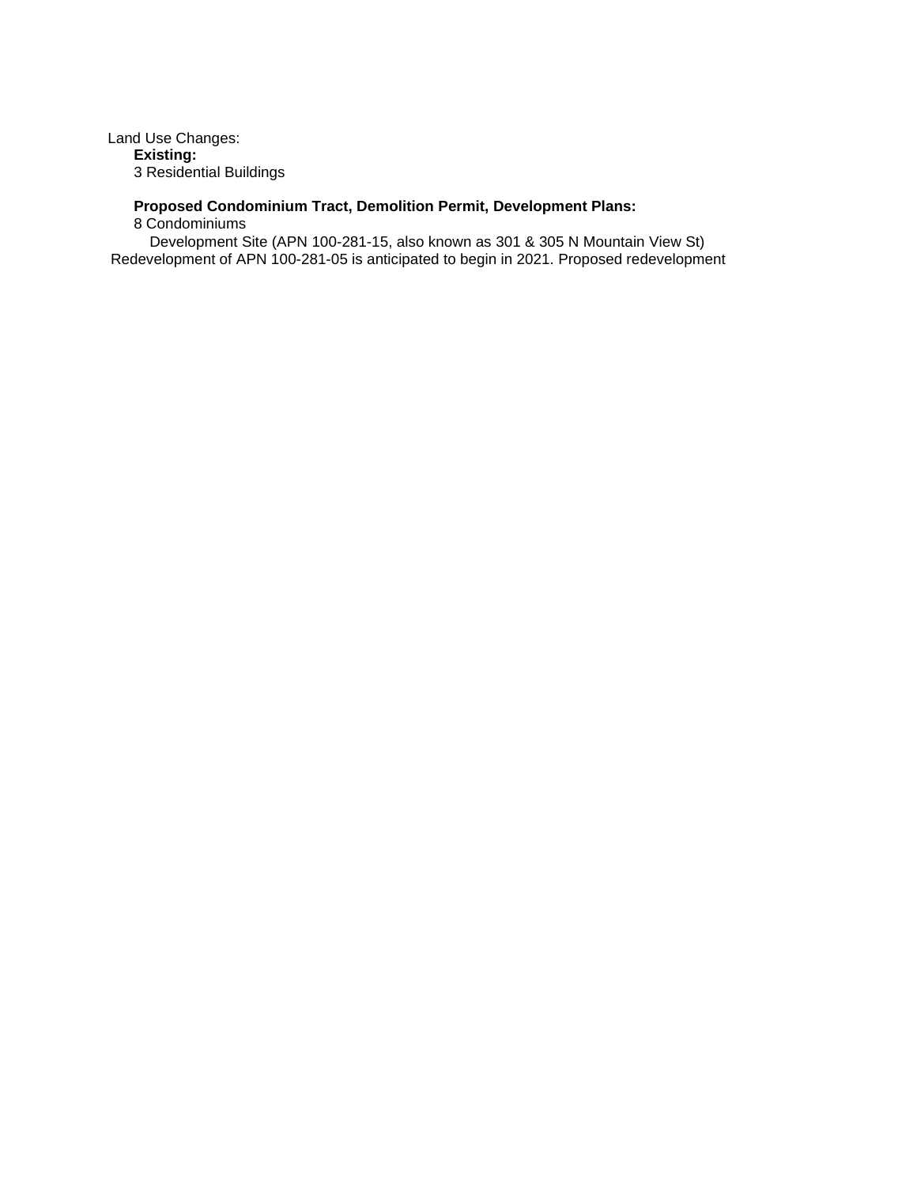Land Use Changes:

**Existing:**

3 Residential Buildings

**Proposed Condominium Tract, Demolition Permit, Development Plans:**

8 Condominiums

Development Site (APN 100-281-15, also known as 301 & 305 N Mountain View St)

Redevelopment of APN 100-281-05 is anticipated to begin in 2021. Proposed redevelopment